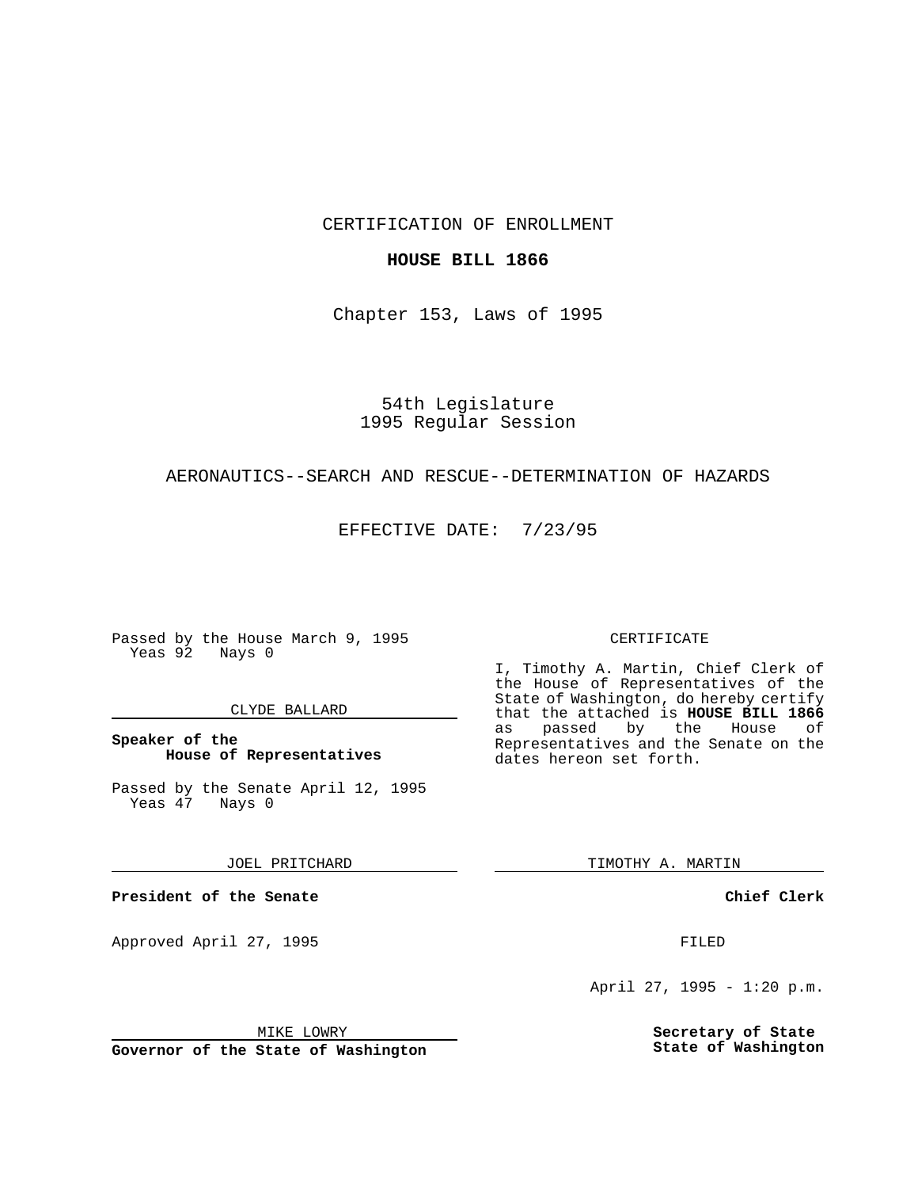CERTIFICATION OF ENROLLMENT

**HOUSE BILL 1866**

Chapter 153, Laws of 1995

54th Legislature
1995 Regular Session

AERONAUTICS--SEARCH AND RESCUE--DETERMINATION OF HAZARDS

EFFECTIVE DATE: 7/23/95

Passed by the House March 9, 1995
Yeas 92 Nays 0

CLYDE BALLARD

**Speaker of the House of Representatives**

Passed by the Senate April 12, 1995
Yeas 47 Nays 0

JOEL PRITCHARD

**President of the Senate**

Approved April 27, 1995

MIKE LOWRY

**Governor of the State of Washington**

CERTIFICATE

I, Timothy A. Martin, Chief Clerk of the House of Representatives of the State of Washington, do hereby certify that the attached is **HOUSE BILL 1866** as passed by the House of Representatives and the Senate on the dates hereon set forth.

TIMOTHY A. MARTIN

**Chief Clerk**

FILED

April 27, 1995 - 1:20 p.m.

**Secretary of State State of Washington**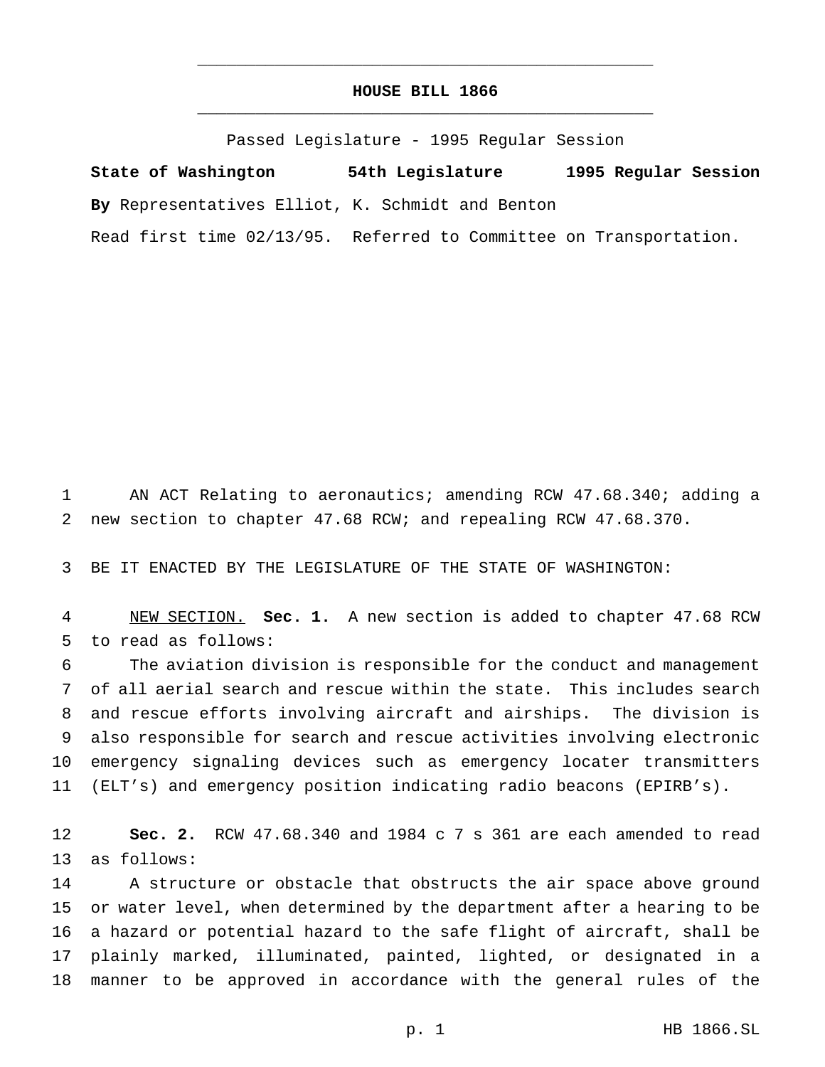# HOUSE BILL 1866

Passed Legislature - 1995 Regular Session

**State of Washington 54th Legislature 1995 Regular Session**

**By** Representatives Elliot, K. Schmidt and Benton

Read first time 02/13/95. Referred to Committee on Transportation.

AN ACT Relating to aeronautics; amending RCW 47.68.340; adding a new section to chapter 47.68 RCW; and repealing RCW 47.68.370.

BE IT ENACTED BY THE LEGISLATURE OF THE STATE OF WASHINGTON:

NEW SECTION. **Sec. 1.** A new section is added to chapter 47.68 RCW to read as follows:

The aviation division is responsible for the conduct and management of all aerial search and rescue within the state. This includes search and rescue efforts involving aircraft and airships. The division is also responsible for search and rescue activities involving electronic emergency signaling devices such as emergency locater transmitters (ELT's) and emergency position indicating radio beacons (EPIRB's).

**Sec. 2.** RCW 47.68.340 and 1984 c 7 s 361 are each amended to read as follows:

A structure or obstacle that obstructs the air space above ground or water level, when determined by the department after a hearing to be a hazard or potential hazard to the safe flight of aircraft, shall be plainly marked, illuminated, painted, lighted, or designated in a manner to be approved in accordance with the general rules of the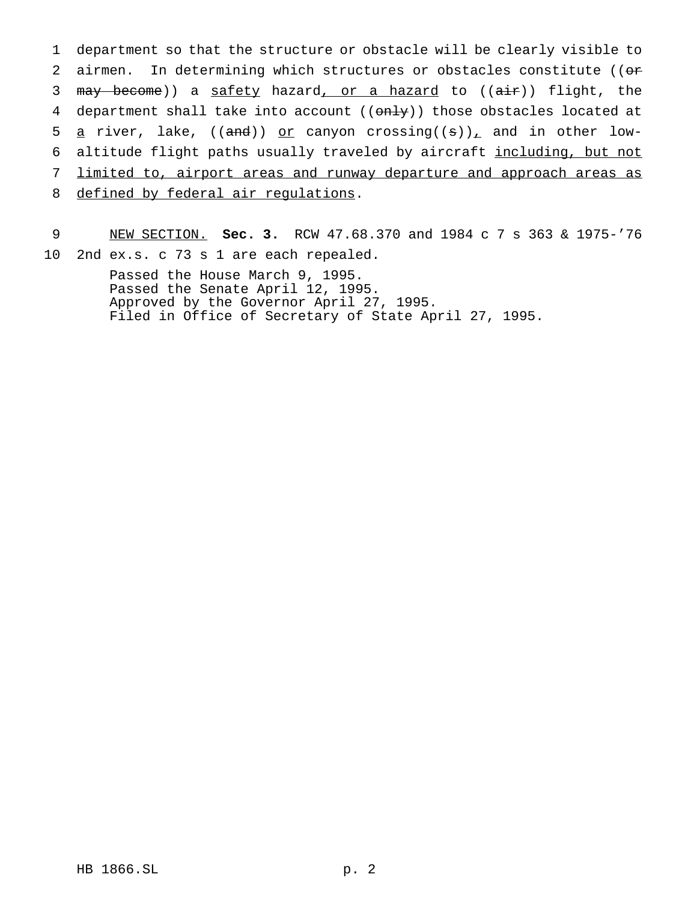department so that the structure or obstacle will be clearly visible to airmen. In determining which structures or obstacles constitute ((~~or may become~~)) a <u>safety</u> hazard<u>, or a hazard</u> to ((~~air~~)) flight, the department shall take into account ((~~only~~)) those obstacles located at <u>a</u> river, lake, ((~~and~~)) <u>or</u> canyon crossing((~~s~~))<u>,</u> and in other low-altitude flight paths usually traveled by aircraft <u>including, but not limited to, airport areas and runway departure and approach areas as defined by federal air regulations</u>.

<u>NEW SECTION.</u> **Sec. 3.** RCW 47.68.370 and 1984 c 7 s 363 & 1975-'76 2nd ex.s. c 73 s 1 are each repealed.

Passed the House March 9, 1995.
Passed the Senate April 12, 1995.
Approved by the Governor April 27, 1995.
Filed in Office of Secretary of State April 27, 1995.